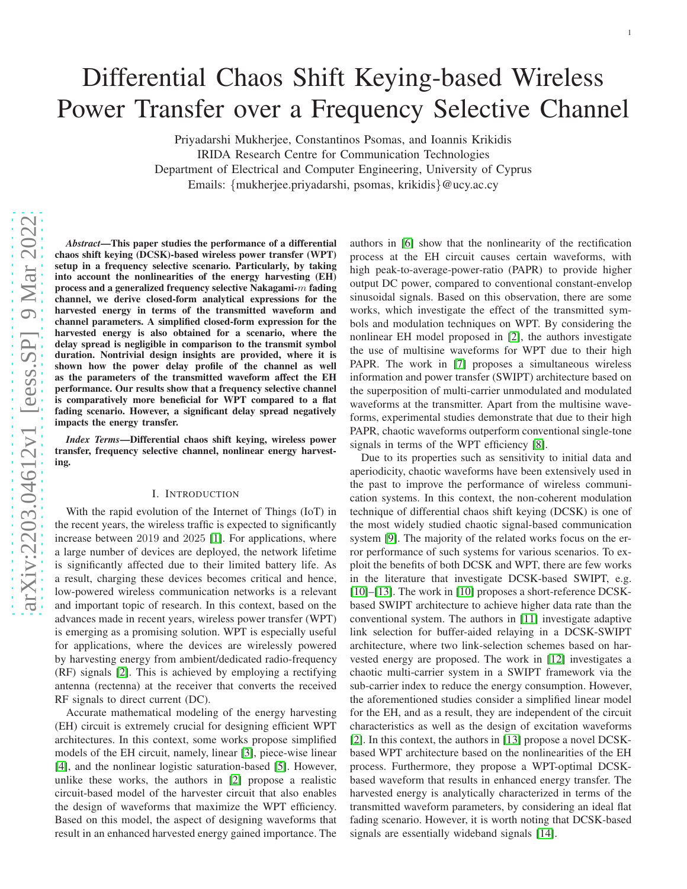# Differential Chaos Shift Keying-based Wireless Power Transfer over a Frequency Selective Channel

Priyadarshi Mukherjee, Constantinos Psomas, and Ioannis Krikidis

IRIDA Research Centre for Communication Technologies

Department of Electrical and Computer Engineering, University of Cyprus

Emails: {mukherjee.priyadarshi, psomas, krikidis}@ucy.ac.cy

***Abstract*—This paper studies the performance of a differential chaos shift keying (DCSK)-based wireless power transfer (WPT) setup in a frequency selective scenario. Particularly, by taking into account the nonlinearities of the energy harvesting (EH) process and a generalized frequency selective Nakagami-$m$ fading channel, we derive closed-form analytical expressions for the harvested energy in terms of the transmitted waveform and channel parameters. A simplified closed-form expression for the harvested energy is also obtained for a scenario, where the delay spread is negligible in comparison to the transmit symbol duration. Nontrivial design insights are provided, where it is shown how the power delay profile of the channel as well as the parameters of the transmitted waveform affect the EH performance. Our results show that a frequency selective channel is comparatively more beneficial for WPT compared to a flat fading scenario. However, a significant delay spread negatively impacts the energy transfer.**

***Index Terms*—Differential chaos shift keying, wireless power transfer, frequency selective channel, nonlinear energy harvesting.**

## I. Introduction

With the rapid evolution of the Internet of Things (IoT) in the recent years, the wireless traffic is expected to significantly increase between 2019 and 2025 [1]. For applications, where a large number of devices are deployed, the network lifetime is significantly affected due to their limited battery life. As a result, charging these devices becomes critical and hence, low-powered wireless communication networks is a relevant and important topic of research. In this context, based on the advances made in recent years, wireless power transfer (WPT) is emerging as a promising solution. WPT is especially useful for applications, where the devices are wirelessly powered by harvesting energy from ambient/dedicated radio-frequency (RF) signals [2]. This is achieved by employing a rectifying antenna (rectenna) at the receiver that converts the received RF signals to direct current (DC).

Accurate mathematical modeling of the energy harvesting (EH) circuit is extremely crucial for designing efficient WPT architectures. In this context, some works propose simplified models of the EH circuit, namely, linear [3], piece-wise linear [4], and the nonlinear logistic saturation-based [5]. However, unlike these works, the authors in [2] propose a realistic circuit-based model of the harvester circuit that also enables the design of waveforms that maximize the WPT efficiency. Based on this model, the aspect of designing waveforms that result in an enhanced harvested energy gained importance. The authors in [6] show that the nonlinearity of the rectification process at the EH circuit causes certain waveforms, with high peak-to-average-power-ratio (PAPR) to provide higher output DC power, compared to conventional constant-envelop sinusoidal signals. Based on this observation, there are some works, which investigate the effect of the transmitted symbols and modulation techniques on WPT. By considering the nonlinear EH model proposed in [2], the authors investigate the use of multisine waveforms for WPT due to their high PAPR. The work in [7] proposes a simultaneous wireless information and power transfer (SWIPT) architecture based on the superposition of multi-carrier unmodulated and modulated waveforms at the transmitter. Apart from the multisine waveforms, experimental studies demonstrate that due to their high PAPR, chaotic waveforms outperform conventional single-tone signals in terms of the WPT efficiency [8].

Due to its properties such as sensitivity to initial data and aperiodicity, chaotic waveforms have been extensively used in the past to improve the performance of wireless communication systems. In this context, the non-coherent modulation technique of differential chaos shift keying (DCSK) is one of the most widely studied chaotic signal-based communication system [9]. The majority of the related works focus on the error performance of such systems for various scenarios. To exploit the benefits of both DCSK and WPT, there are few works in the literature that investigate DCSK-based SWIPT, e.g. [10]–[13]. The work in [10] proposes a short-reference DCSK-based SWIPT architecture to achieve higher data rate than the conventional system. The authors in [11] investigate adaptive link selection for buffer-aided relaying in a DCSK-SWIPT architecture, where two link-selection schemes based on harvested energy are proposed. The work in [12] investigates a chaotic multi-carrier system in a SWIPT framework via the sub-carrier index to reduce the energy consumption. However, the aforementioned studies consider a simplified linear model for the EH, and as a result, they are independent of the circuit characteristics as well as the design of excitation waveforms [2]. In this context, the authors in [13] propose a novel DCSK-based WPT architecture based on the nonlinearities of the EH process. Furthermore, they propose a WPT-optimal DCSK-based waveform that results in enhanced energy transfer. The harvested energy is analytically characterized in terms of the transmitted waveform parameters, by considering an ideal flat fading scenario. However, it is worth noting that DCSK-based signals are essentially wideband signals [14].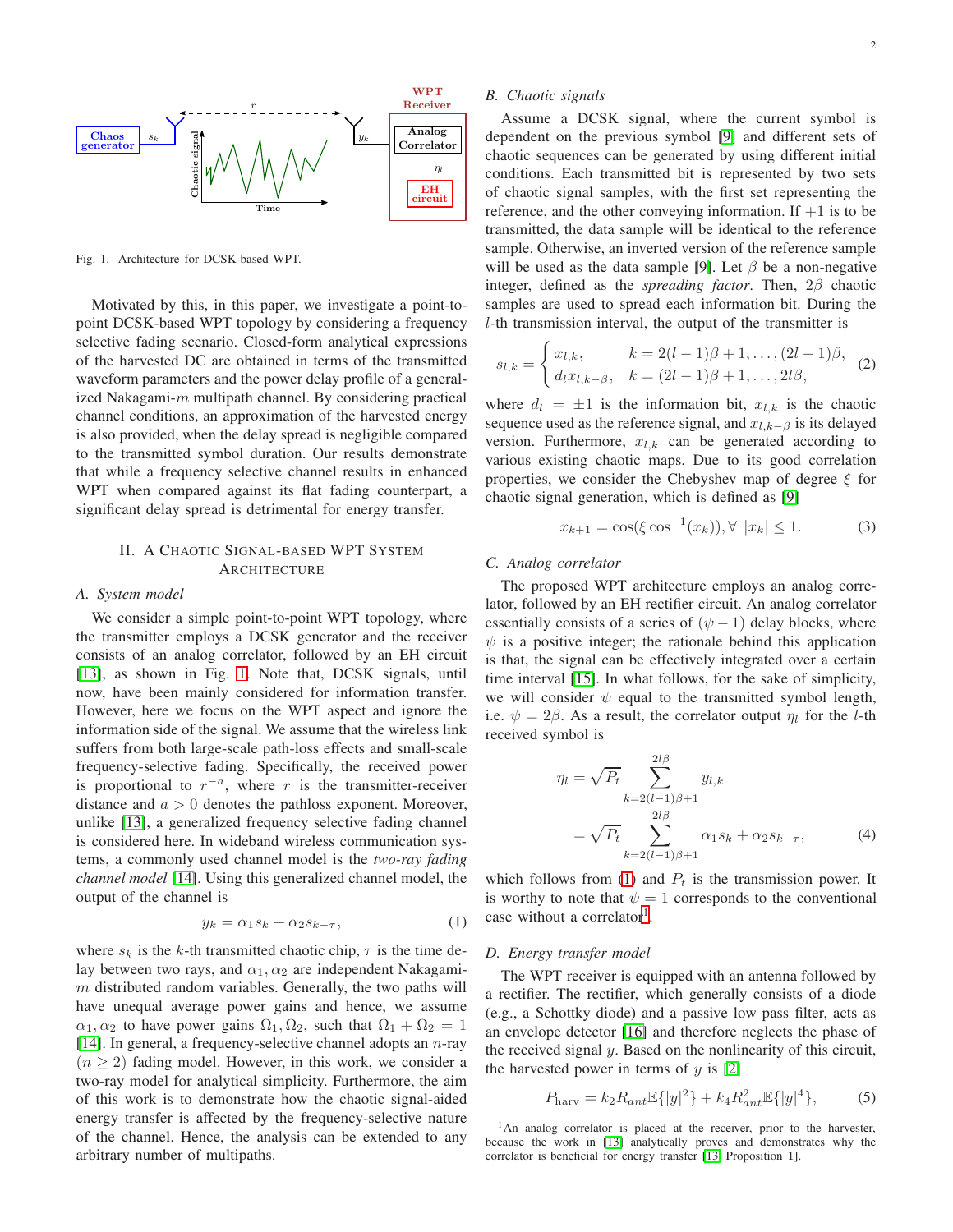Fig. 1. Architecture for DCSK-based WPT.

Motivated by this, in this paper, we investigate a point-to-point DCSK-based WPT topology by considering a frequency selective fading scenario. Closed-form analytical expressions of the harvested DC are obtained in terms of the transmitted waveform parameters and the power delay profile of a generalized Nakagami-$m$ multipath channel. By considering practical channel conditions, an approximation of the harvested energy is also provided, when the delay spread is negligible compared to the transmitted symbol duration. Our results demonstrate that while a frequency selective channel results in enhanced WPT when compared against its flat fading counterpart, a significant delay spread is detrimental for energy transfer.

## II. A Chaotic Signal-based WPT System Architecture

### A. System model

We consider a simple point-to-point WPT topology, where the transmitter employs a DCSK generator and the receiver consists of an analog correlator, followed by an EH circuit [13], as shown in Fig. 1. Note that, DCSK signals, until now, have been mainly considered for information transfer. However, here we focus on the WPT aspect and ignore the information side of the signal. We assume that the wireless link suffers from both large-scale path-loss effects and small-scale frequency-selective fading. Specifically, the received power is proportional to $r^{-a}$, where $r$ is the transmitter-receiver distance and $a > 0$ denotes the pathloss exponent. Moreover, unlike [13], a generalized frequency selective fading channel is considered here. In wideband wireless communication systems, a commonly used channel model is the *two-ray fading channel model* [14]. Using this generalized channel model, the output of the channel is

$$y_k = \alpha_1 s_k + \alpha_2 s_{k-\tau}, \tag{1}$$

where $s_k$ is the $k$-th transmitted chaotic chip, $\tau$ is the time delay between two rays, and $\alpha_1, \alpha_2$ are independent Nakagami-$m$ distributed random variables. Generally, the two paths will have unequal average power gains and hence, we assume $\alpha_1, \alpha_2$ to have power gains $\Omega_1, \Omega_2$, such that $\Omega_1 + \Omega_2 = 1$ [14]. In general, a frequency-selective channel adopts an $n$-ray ($n \geq 2$) fading model. However, in this work, we consider a two-ray model for analytical simplicity. Furthermore, the aim of this work is to demonstrate how the chaotic signal-aided energy transfer is affected by the frequency-selective nature of the channel. Hence, the analysis can be extended to any arbitrary number of multipaths.

### B. Chaotic signals

Assume a DCSK signal, where the current symbol is dependent on the previous symbol [9] and different sets of chaotic sequences can be generated by using different initial conditions. Each transmitted bit is represented by two sets of chaotic signal samples, with the first set representing the reference, and the other conveying information. If $+1$ is to be transmitted, the data sample will be identical to the reference sample. Otherwise, an inverted version of the reference sample will be used as the data sample [9]. Let $\beta$ be a non-negative integer, defined as the *spreading factor*. Then, $2\beta$ chaotic samples are used to spread each information bit. During the $l$-th transmission interval, the output of the transmitter is

$$s_{l,k} = \begin{cases} x_{l,k}, & k = 2(l-1)\beta + 1, \ldots, (2l-1)\beta, \\ d_l x_{l,k-\beta}, & k = (2l-1)\beta + 1, \ldots, 2l\beta, \end{cases} \tag{2}$$

where $d_l = \pm 1$ is the information bit, $x_{l,k}$ is the chaotic sequence used as the reference signal, and $x_{l,k-\beta}$ is its delayed version. Furthermore, $x_{l,k}$ can be generated according to various existing chaotic maps. Due to its good correlation properties, we consider the Chebyshev map of degree $\xi$ for chaotic signal generation, which is defined as [9]

$$x_{k+1} = \cos(\xi \cos^{-1}(x_k)), \forall\ |x_k| \leq 1. \tag{3}$$

### C. Analog correlator

The proposed WPT architecture employs an analog correlator, followed by an EH rectifier circuit. An analog correlator essentially consists of a series of $(\psi - 1)$ delay blocks, where $\psi$ is a positive integer; the rationale behind this application is that, the signal can be effectively integrated over a certain time interval [15]. In what follows, for the sake of simplicity, we will consider $\psi$ equal to the transmitted symbol length, i.e. $\psi = 2\beta$. As a result, the correlator output $\eta_l$ for the $l$-th received symbol is

$$\begin{aligned}\eta_l &= \sqrt{P_t} \sum_{k=2(l-1)\beta+1}^{2l\beta} y_{l,k} \\ &= \sqrt{P_t} \sum_{k=2(l-1)\beta+1}^{2l\beta} \alpha_1 s_k + \alpha_2 s_{k-\tau},\end{aligned} \tag{4}$$

which follows from (1) and $P_t$ is the transmission power. It is worthy to note that $\psi = 1$ corresponds to the conventional case without a correlator[1].

### D. Energy transfer model

The WPT receiver is equipped with an antenna followed by a rectifier. The rectifier, which generally consists of a diode (e.g., a Schottky diode) and a passive low pass filter, acts as an envelope detector [16] and therefore neglects the phase of the received signal $y$. Based on the nonlinearity of this circuit, the harvested power in terms of $y$ is [2]

$$P_{\text{harv}} = k_2 R_{ant} \mathbb{E}\{|y|^2\} + k_4 R_{ant}^2 \mathbb{E}\{|y|^4\}, \tag{5}$$

[1] An analog correlator is placed at the receiver, prior to the harvester, because the work in [13] analytically proves and demonstrates why the correlator is beneficial for energy transfer [13, Proposition 1].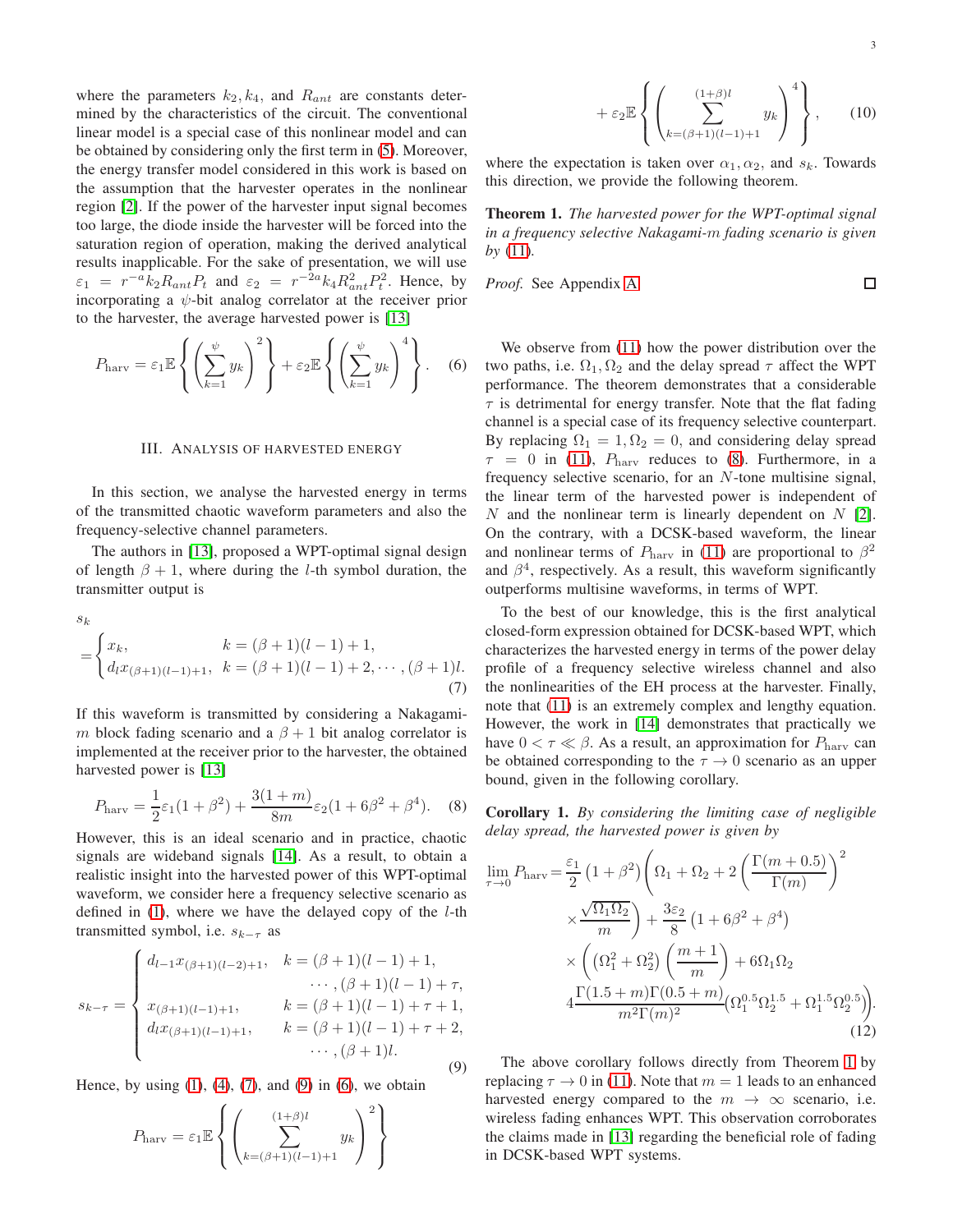where the parameters $k_2, k_4$, and $R_{ant}$ are constants determined by the characteristics of the circuit. The conventional linear model is a special case of this nonlinear model and can be obtained by considering only the first term in (5). Moreover, the energy transfer model considered in this work is based on the assumption that the harvester operates in the nonlinear region [2]. If the power of the harvester input signal becomes too large, the diode inside the harvester will be forced into the saturation region of operation, making the derived analytical results inapplicable. For the sake of presentation, we will use $\varepsilon_1 = r^{-a} k_2 R_{ant} P_t$ and $\varepsilon_2 = r^{-2a} k_4 R_{ant}^2 P_t^2$. Hence, by incorporating a $\psi$-bit analog correlator at the receiver prior to the harvester, the average harvested power is [13]

$$P_{\text{harv}} = \varepsilon_1 \mathbb{E}\left\{ \left( \sum_{k=1}^{\psi} y_k \right)^2 \right\} + \varepsilon_2 \mathbb{E}\left\{ \left( \sum_{k=1}^{\psi} y_k \right)^4 \right\}. \quad (6)$$

## III. Analysis of Harvested Energy

In this section, we analyse the harvested energy in terms of the transmitted chaotic waveform parameters and also the frequency-selective channel parameters.

The authors in [13], proposed a WPT-optimal signal design of length $\beta+1$, where during the $l$-th symbol duration, the transmitter output is

$$s_k = \begin{cases} x_k, & k = (\beta+1)(l-1)+1, \\ d_l x_{(\beta+1)(l-1)+1}, & k = (\beta+1)(l-1)+2, \cdots, (\beta+1)l. \end{cases} \quad (7)$$

If this waveform is transmitted by considering a Nakagami-$m$ block fading scenario and a $\beta+1$ bit analog correlator is implemented at the receiver prior to the harvester, the obtained harvested power is [13]

$$P_{\text{harv}} = \frac{1}{2}\varepsilon_1(1+\beta^2) + \frac{3(1+m)}{8m}\varepsilon_2(1+6\beta^2+\beta^4). \quad (8)$$

However, this is an ideal scenario and in practice, chaotic signals are wideband signals [14]. As a result, to obtain a realistic insight into the harvested power of this WPT-optimal waveform, we consider here a frequency selective scenario as defined in (1), where we have the delayed copy of the $l$-th transmitted symbol, i.e. $s_{k-\tau}$ as

$$s_{k-\tau} = \begin{cases} d_{l-1} x_{(\beta+1)(l-2)+1}, & k = (\beta+1)(l-1)+1, \\ & \quad \cdots, (\beta+1)(l-1)+\tau, \\ x_{(\beta+1)(l-1)+1}, & k = (\beta+1)(l-1)+\tau+1, \\ d_l x_{(\beta+1)(l-1)+1}, & k = (\beta+1)(l-1)+\tau+2, \\ & \quad \cdots, (\beta+1)l. \end{cases} \quad (9)$$

Hence, by using (1), (4), (7), and (9) in (6), we obtain

$$P_{\text{harv}} = \varepsilon_1 \mathbb{E}\left\{ \left( \sum_{k=(\beta+1)(l-1)+1}^{(1+\beta)l} y_k \right)^2 \right\} + \varepsilon_2 \mathbb{E}\left\{ \left( \sum_{k=(\beta+1)(l-1)+1}^{(1+\beta)l} y_k \right)^4 \right\}, \quad (10)$$

where the expectation is taken over $\alpha_1, \alpha_2$, and $s_k$. Towards this direction, we provide the following theorem.

**Theorem 1.** *The harvested power for the WPT-optimal signal in a frequency selective Nakagami-$m$ fading scenario is given by* (11).

*Proof.* See Appendix A. □

We observe from (11) how the power distribution over the two paths, i.e. $\Omega_1, \Omega_2$ and the delay spread $\tau$ affect the WPT performance. The theorem demonstrates that a considerable $\tau$ is detrimental for energy transfer. Note that the flat fading channel is a special case of its frequency selective counterpart. By replacing $\Omega_1 = 1, \Omega_2 = 0$, and considering delay spread $\tau = 0$ in (11), $P_{\text{harv}}$ reduces to (8). Furthermore, in a frequency selective scenario, for an $N$-tone multisine signal, the linear term of the harvested power is independent of $N$ and the nonlinear term is linearly dependent on $N$ [2]. On the contrary, with a DCSK-based waveform, the linear and nonlinear terms of $P_{\text{harv}}$ in (11) are proportional to $\beta^2$ and $\beta^4$, respectively. As a result, this waveform significantly outperforms multisine waveforms, in terms of WPT.

To the best of our knowledge, this is the first analytical closed-form expression obtained for DCSK-based WPT, which characterizes the harvested energy in terms of the power delay profile of a frequency selective wireless channel and also the nonlinearities of the EH process at the harvester. Finally, note that (11) is an extremely complex and lengthy equation. However, the work in [14] demonstrates that practically we have $0 < \tau \ll \beta$. As a result, an approximation for $P_{\text{harv}}$ can be obtained corresponding to the $\tau \to 0$ scenario as an upper bound, given in the following corollary.

**Corollary 1.** *By considering the limiting case of negligible delay spread, the harvested power is given by*

$$\begin{aligned} \lim_{\tau \to 0} P_{\text{harv}} = & \frac{\varepsilon_1}{2}\left(1+\beta^2\right)\left(\Omega_1 + \Omega_2 + 2\left(\frac{\Gamma(m+0.5)}{\Gamma(m)}\right)^2 \right. \\ & \left. \times \frac{\sqrt{\Omega_1 \Omega_2}}{m}\right) + \frac{3\varepsilon_2}{8}\left(1+6\beta^2+\beta^4\right) \\ & \times \left( \left(\Omega_1^2 + \Omega_2^2\right)\left(\frac{m+1}{m}\right) + 6\Omega_1\Omega_2 \right. \\ & \left. 4\frac{\Gamma(1.5+m)\Gamma(0.5+m)}{m^2\Gamma(m)^2}\left(\Omega_1^{0.5}\Omega_2^{1.5} + \Omega_1^{1.5}\Omega_2^{0.5}\right)\right). \end{aligned} \quad (12)$$

The above corollary follows directly from Theorem 1 by replacing $\tau \to 0$ in (11). Note that $m = 1$ leads to an enhanced harvested energy compared to the $m \to \infty$ scenario, i.e. wireless fading enhances WPT. This observation corroborates the claims made in [13] regarding the beneficial role of fading in DCSK-based WPT systems.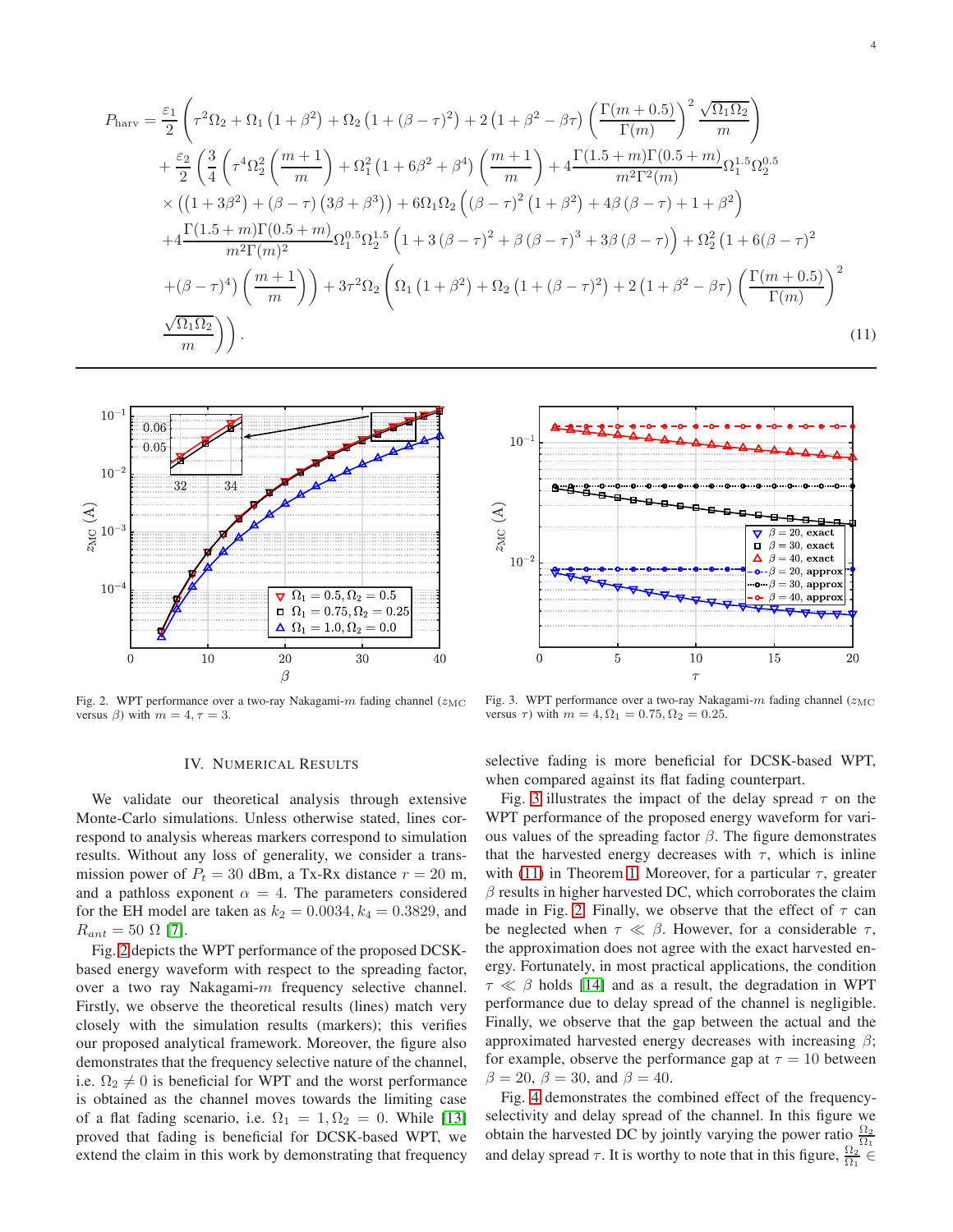$$
\begin{aligned}
P_{\rm harv} = &\frac{\varepsilon_1}{2}\left(\tau^2\Omega_2 + \Omega_1\left(1+\beta^2\right) + \Omega_2\left(1+(\beta-\tau)^2\right) + 2\left(1+\beta^2-\beta\tau\right)\left(\frac{\Gamma(m+0.5)}{\Gamma(m)}\right)^2 \frac{\sqrt{\Omega_1\Omega_2}}{m}\right) \\
&+\frac{\varepsilon_2}{2}\left(\frac{3}{4}\left(\tau^4\Omega_2^2\left(\frac{m+1}{m}\right) + \Omega_1^2\left(1+6\beta^2+\beta^4\right)\left(\frac{m+1}{m}\right) + 4\frac{\Gamma(1.5+m)\Gamma(0.5+m)}{m^2\Gamma^2(m)}\Omega_1^{1.5}\Omega_2^{0.5}\right.\right. \\
&\times\left(\left(1+3\beta^2\right)+(\beta-\tau)\left(3\beta+\beta^3\right)\right) + 6\Omega_1\Omega_2\left((\beta-\tau)^2\left(1+\beta^2\right)+4\beta(\beta-\tau)+1+\beta^2\right) \\
&+4\frac{\Gamma(1.5+m)\Gamma(0.5+m)}{m^2\Gamma(m)^2}\Omega_1^{0.5}\Omega_2^{1.5}\left(1+3(\beta-\tau)^2+\beta(\beta-\tau)^3+3\beta(\beta-\tau)\right)+\Omega_2^2\left(1+6(\beta-\tau)^2\right. \\
&\left.\left.+(\beta-\tau)^4\right)\left(\frac{m+1}{m}\right)\right) + 3\tau^2\Omega_2\left(\Omega_1\left(1+\beta^2\right)+\Omega_2\left(1+(\beta-\tau)^2\right)+2\left(1+\beta^2-\beta\tau\right)\left(\frac{\Gamma(m+0.5)}{\Gamma(m)}\right)^2\right. \\
&\left.\left.\frac{\sqrt{\Omega_1\Omega_2}}{m}\right)\right). \qquad (11)
\end{aligned}
$$

Fig. 2. WPT performance over a two-ray Nakagami-$m$ fading channel ($z_{\rm MC}$ versus $\beta$) with $m = 4, \tau = 3$.

Fig. 3. WPT performance over a two-ray Nakagami-$m$ fading channel ($z_{\rm MC}$ versus $\tau$) with $m = 4, \Omega_1 = 0.75, \Omega_2 = 0.25$.

## IV. Numerical Results

We validate our theoretical analysis through extensive Monte-Carlo simulations. Unless otherwise stated, lines correspond to analysis whereas markers correspond to simulation results. Without any loss of generality, we consider a transmission power of $P_t = 30$ dBm, a Tx-Rx distance $r = 20$ m, and a pathloss exponent $\alpha = 4$. The parameters considered for the EH model are taken as $k_2 = 0.0034$, $k_4 = 0.3829$, and $R_{ant} = 50$ $\Omega$ [7].

Fig. 2 depicts the WPT performance of the proposed DCSK-based energy waveform with respect to the spreading factor, over a two ray Nakagami-$m$ frequency selective channel. Firstly, we observe the theoretical results (lines) match very closely with the simulation results (markers); this verifies our proposed analytical framework. Moreover, the figure also demonstrates that the frequency selective nature of the channel, i.e. $\Omega_2 \neq 0$ is beneficial for WPT and the worst performance is obtained as the channel moves towards the limiting case of a flat fading scenario, i.e. $\Omega_1 = 1, \Omega_2 = 0$. While [13] proved that fading is beneficial for DCSK-based WPT, we extend the claim in this work by demonstrating that frequency selective fading is more beneficial for DCSK-based WPT, when compared against its flat fading counterpart.

Fig. 3 illustrates the impact of the delay spread $\tau$ on the WPT performance of the proposed energy waveform for various values of the spreading factor $\beta$. The figure demonstrates that the harvested energy decreases with $\tau$, which is inline with (11) in Theorem 1. Moreover, for a particular $\tau$, greater $\beta$ results in higher harvested DC, which corroborates the claim made in Fig. 2. Finally, we observe that the effect of $\tau$ can be neglected when $\tau \ll \beta$. However, for a considerable $\tau$, the approximation does not agree with the exact harvested energy. Fortunately, in most practical applications, the condition $\tau \ll \beta$ holds [14] and as a result, the degradation in WPT performance due to delay spread of the channel is negligible. Finally, we observe that the gap between the actual and the approximated harvested energy decreases with increasing $\beta$; for example, observe the performance gap at $\tau = 10$ between $\beta = 20$, $\beta = 30$, and $\beta = 40$.

Fig. 4 demonstrates the combined effect of the frequency-selectivity and delay spread of the channel. In this figure we obtain the harvested DC by jointly varying the power ratio $\frac{\Omega_2}{\Omega_1}$ and delay spread $\tau$. It is worthy to note that in this figure, $\frac{\Omega_2}{\Omega_1} \in$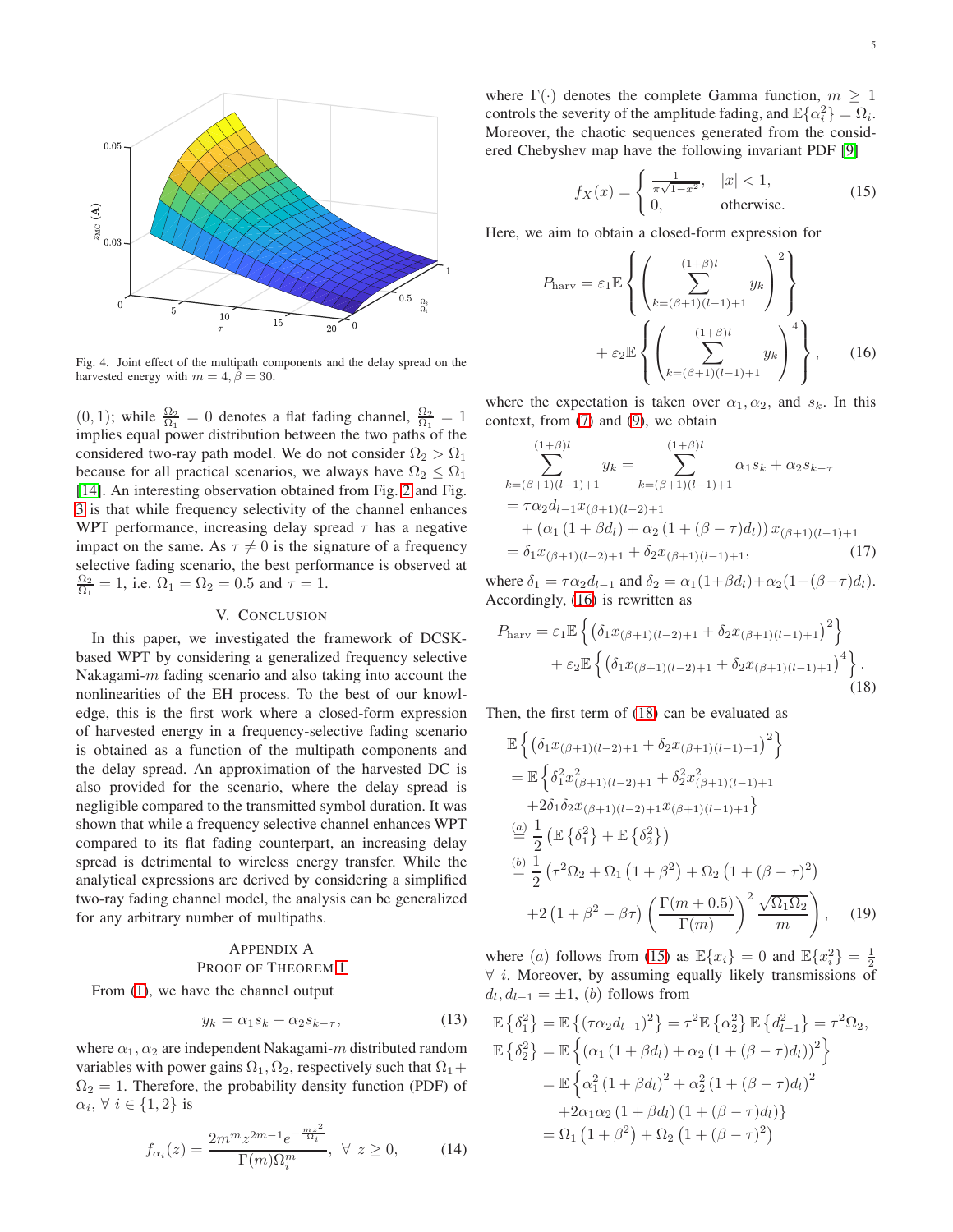Fig. 4. Joint effect of the multipath components and the delay spread on the harvested energy with $m = 4, \beta = 30$.

$(0, 1)$; while $\frac{\Omega_2}{\Omega_1} = 0$ denotes a flat fading channel, $\frac{\Omega_2}{\Omega_1} = 1$ implies equal power distribution between the two paths of the considered two-ray path model. We do not consider $\Omega_2 > \Omega_1$ because for all practical scenarios, we always have $\Omega_2 \leq \Omega_1$ [14]. An interesting observation obtained from Fig. 2 and Fig. 3 is that while frequency selectivity of the channel enhances WPT performance, increasing delay spread $\tau$ has a negative impact on the same. As $\tau \neq 0$ is the signature of a frequency selective fading scenario, the best performance is observed at $\frac{\Omega_2}{\Omega_1} = 1$, i.e. $\Omega_1 = \Omega_2 = 0.5$ and $\tau = 1$.

## V. Conclusion

In this paper, we investigated the framework of DCSK-based WPT by considering a generalized frequency selective Nakagami-$m$ fading scenario and also taking into account the nonlinearities of the EH process. To the best of our knowledge, this is the first work where a closed-form expression of harvested energy in a frequency-selective fading scenario is obtained as a function of the multipath components and the delay spread. An approximation of the harvested DC is also provided for the scenario, where the delay spread is negligible compared to the transmitted symbol duration. It was shown that while a frequency selective channel enhances WPT compared to its flat fading counterpart, an increasing delay spread is detrimental to wireless energy transfer. While the analytical expressions are derived by considering a simplified two-ray fading channel model, the analysis can be generalized for any arbitrary number of multipaths.

## Appendix A
## Proof of Theorem 1

From (1), we have the channel output

$$y_k = \alpha_1 s_k + \alpha_2 s_{k-\tau}, \tag{13}$$

where $\alpha_1, \alpha_2$ are independent Nakagami-$m$ distributed random variables with power gains $\Omega_1, \Omega_2$, respectively such that $\Omega_1 + \Omega_2 = 1$. Therefore, the probability density function (PDF) of $\alpha_i, \forall\, i \in \{1, 2\}$ is

$$f_{\alpha_i}(z) = \frac{2m^m z^{2m-1} e^{-\frac{mz^2}{\Omega_i}}}{\Gamma(m)\Omega_i^m}, \;\; \forall\; z \geq 0, \tag{14}$$

where $\Gamma(\cdot)$ denotes the complete Gamma function, $m \geq 1$ controls the severity of the amplitude fading, and $\mathbb{E}\{\alpha_i^2\} = \Omega_i$. Moreover, the chaotic sequences generated from the considered Chebyshev map have the following invariant PDF [9]

$$f_X(x) = \begin{cases} \frac{1}{\pi\sqrt{1-x^2}}, & |x| < 1, \\ 0, & \text{otherwise.} \end{cases} \tag{15}$$

Here, we aim to obtain a closed-form expression for

$$P_{\text{harv}} = \varepsilon_1 \mathbb{E}\left\{ \left( \sum_{k=(\beta+1)(l-1)+1}^{(1+\beta)l} y_k \right)^2 \right\} + \varepsilon_2 \mathbb{E}\left\{ \left( \sum_{k=(\beta+1)(l-1)+1}^{(1+\beta)l} y_k \right)^4 \right\}, \tag{16}$$

where the expectation is taken over $\alpha_1, \alpha_2$, and $s_k$. In this context, from (7) and (9), we obtain

$$\begin{aligned} \sum_{k=(\beta+1)(l-1)+1}^{(1+\beta)l} y_k &= \sum_{k=(\beta+1)(l-1)+1}^{(1+\beta)l} \alpha_1 s_k + \alpha_2 s_{k-\tau} \\ &= \tau\alpha_2 d_{l-1} x_{(\beta+1)(l-2)+1} \\ &\quad + (\alpha_1(1+\beta d_l) + \alpha_2(1+(\beta-\tau)d_l))\, x_{(\beta+1)(l-1)+1} \\ &= \delta_1 x_{(\beta+1)(l-2)+1} + \delta_2 x_{(\beta+1)(l-1)+1}, \end{aligned} \tag{17}$$

where $\delta_1 = \tau\alpha_2 d_{l-1}$ and $\delta_2 = \alpha_1(1+\beta d_l) + \alpha_2(1+(\beta-\tau)d_l)$. Accordingly, (16) is rewritten as

$$P_{\text{harv}} = \varepsilon_1 \mathbb{E}\left\{ \left(\delta_1 x_{(\beta+1)(l-2)+1} + \delta_2 x_{(\beta+1)(l-1)+1}\right)^2 \right\} + \varepsilon_2 \mathbb{E}\left\{ \left(\delta_1 x_{(\beta+1)(l-2)+1} + \delta_2 x_{(\beta+1)(l-1)+1}\right)^4 \right\}. \tag{18}$$

Then, the first term of (18) can be evaluated as

$$\begin{aligned} &\mathbb{E}\left\{ \left(\delta_1 x_{(\beta+1)(l-2)+1} + \delta_2 x_{(\beta+1)(l-1)+1}\right)^2 \right\} \\ &= \mathbb{E}\Big\{ \delta_1^2 x_{(\beta+1)(l-2)+1}^2 + \delta_2^2 x_{(\beta+1)(l-1)+1}^2 \\ &\quad + 2\delta_1\delta_2 x_{(\beta+1)(l-2)+1} x_{(\beta+1)(l-1)+1} \Big\} \\ &\overset{(a)}{=} \frac{1}{2}\left( \mathbb{E}\{\delta_1^2\} + \mathbb{E}\{\delta_2^2\} \right) \\ &\overset{(b)}{=} \frac{1}{2}\Bigg( \tau^2\Omega_2 + \Omega_1(1+\beta^2) + \Omega_2(1+(\beta-\tau)^2) \\ &\quad + 2(1+\beta^2-\beta\tau)\left(\frac{\Gamma(m+0.5)}{\Gamma(m)}\right)^2 \frac{\sqrt{\Omega_1\Omega_2}}{m} \Bigg), \end{aligned} \tag{19}$$

where $(a)$ follows from (15) as $\mathbb{E}\{x_i\} = 0$ and $\mathbb{E}\{x_i^2\} = \frac{1}{2}$ $\forall\; i$. Moreover, by assuming equally likely transmissions of $d_l, d_{l-1} = \pm 1$, $(b)$ follows from

$$\mathbb{E}\{\delta_1^2\} = \mathbb{E}\left\{(\tau\alpha_2 d_{l-1})^2\right\} = \tau^2 \mathbb{E}\{\alpha_2^2\}\mathbb{E}\{d_{l-1}^2\} = \tau^2\Omega_2,$$

$$\begin{aligned} \mathbb{E}\{\delta_2^2\} &= \mathbb{E}\left\{ (\alpha_1(1+\beta d_l) + \alpha_2(1+(\beta-\tau)d_l))^2 \right\} \\ &= \mathbb{E}\Big\{ \alpha_1^2(1+\beta d_l)^2 + \alpha_2^2(1+(\beta-\tau)d_l)^2 \\ &\quad + 2\alpha_1\alpha_2(1+\beta d_l)(1+(\beta-\tau)d_l) \Big\} \\ &= \Omega_1(1+\beta^2) + \Omega_2(1+(\beta-\tau)^2) \end{aligned}$$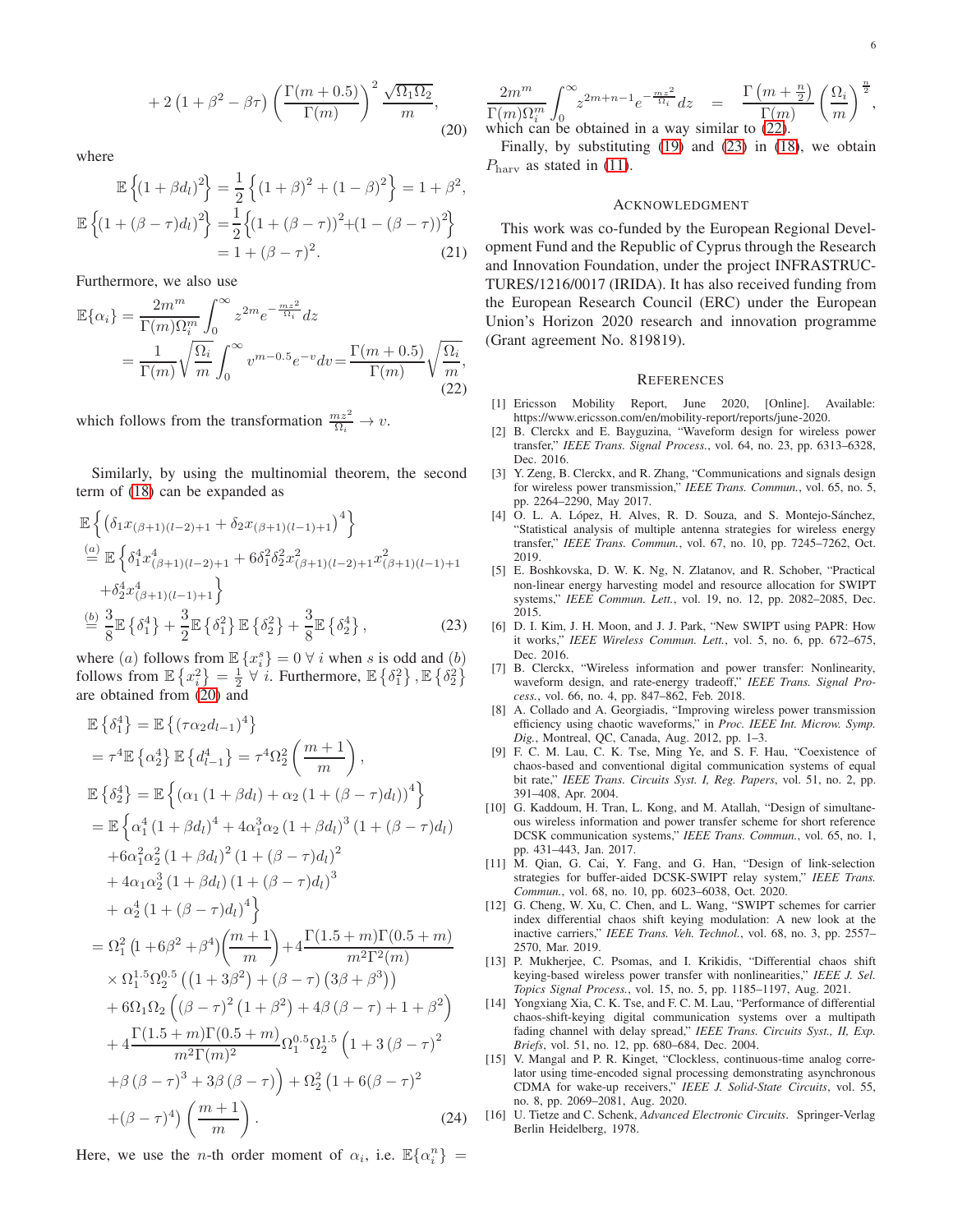$$+ 2\left(1+\beta^2-\beta\tau\right)\left(\frac{\Gamma(m+0.5)}{\Gamma(m)}\right)^2\frac{\sqrt{\Omega_1\Omega_2}}{m}, \tag{20}$$

where

$$\begin{aligned}
\mathbb{E}\left\{(1+\beta d_l)^2\right\} &= \frac{1}{2}\left\{(1+\beta)^2+(1-\beta)^2\right\} = 1+\beta^2,\\
\mathbb{E}\left\{(1+(\beta-\tau)d_l)^2\right\} &= \frac{1}{2}\left\{(1+(\beta-\tau))^2+(1-(\beta-\tau))^2\right\}\\
&= 1+(\beta-\tau)^2.
\end{aligned} \tag{21}$$

Furthermore, we also use

$$\begin{aligned}
\mathbb{E}\{\alpha_i\} &= \frac{2m^m}{\Gamma(m)\Omega_i^m}\int_0^\infty z^{2m}e^{-\frac{mz^2}{\Omega_i}}dz\\
&= \frac{1}{\Gamma(m)}\sqrt{\frac{\Omega_i}{m}}\int_0^\infty v^{m-0.5}e^{-v}dv = \frac{\Gamma(m+0.5)}{\Gamma(m)}\sqrt{\frac{\Omega_i}{m}},
\end{aligned} \tag{22}$$

which follows from the transformation $\frac{mz^2}{\Omega_i}\to v$.

Similarly, by using the multinomial theorem, the second term of (18) can be expanded as

$$\begin{aligned}
&\mathbb{E}\left\{\left(\delta_1 x_{(\beta+1)(l-2)+1}+\delta_2 x_{(\beta+1)(l-1)+1}\right)^4\right\}\\
&\overset{(a)}{=}\mathbb{E}\left\{\delta_1^4 x_{(\beta+1)(l-2)+1}^4+6\delta_1^2\delta_2^2 x_{(\beta+1)(l-2)+1}^2 x_{(\beta+1)(l-1)+1}^2\right.\\
&\quad\left.+\delta_2^4 x_{(\beta+1)(l-1)+1}^4\right\}\\
&\overset{(b)}{=}\frac{3}{8}\mathbb{E}\left\{\delta_1^4\right\}+\frac{3}{2}\mathbb{E}\left\{\delta_1^2\right\}\mathbb{E}\left\{\delta_2^2\right\}+\frac{3}{8}\mathbb{E}\left\{\delta_2^4\right\},
\end{aligned} \tag{23}$$

where $(a)$ follows from $\mathbb{E}\{x_i^s\}=0\ \forall\ i$ when $s$ is odd and $(b)$ follows from $\mathbb{E}\{x_i^2\}=\frac{1}{2}\ \forall\ i$. Furthermore, $\mathbb{E}\{\delta_1^2\},\mathbb{E}\{\delta_2^2\}$ are obtained from (20) and

$$\begin{aligned}
&\mathbb{E}\left\{\delta_1^4\right\}=\mathbb{E}\left\{(\tau\alpha_2 d_{l-1})^4\right\}\\
&=\tau^4\mathbb{E}\left\{\alpha_2^4\right\}\mathbb{E}\left\{d_{l-1}^4\right\}=\tau^4\Omega_2^2\left(\frac{m+1}{m}\right),\\
&\mathbb{E}\left\{\delta_2^4\right\}=\mathbb{E}\left\{\left(\alpha_1\left(1+\beta d_l\right)+\alpha_2\left(1+(\beta-\tau)d_l\right)\right)^4\right\}\\
&=\mathbb{E}\left\{\alpha_1^4\left(1+\beta d_l\right)^4+4\alpha_1^3\alpha_2\left(1+\beta d_l\right)^3\left(1+(\beta-\tau)d_l\right)\right.\\
&\quad+6\alpha_1^2\alpha_2^2\left(1+\beta d_l\right)^2\left(1+(\beta-\tau)d_l\right)^2\\
&\quad+4\alpha_1\alpha_2^3\left(1+\beta d_l\right)\left(1+(\beta-\tau)d_l\right)^3\\
&\quad\left.+\alpha_2^4\left(1+(\beta-\tau)d_l\right)^4\right\}\\
&=\Omega_1^2\left(1+6\beta^2+\beta^4\right)\left(\frac{m+1}{m}\right)+4\frac{\Gamma(1.5+m)\Gamma(0.5+m)}{m^2\Gamma^2(m)}\\
&\quad\times\Omega_1^{1.5}\Omega_2^{0.5}\left(\left(1+3\beta^2\right)+(\beta-\tau)\left(3\beta+\beta^3\right)\right)\\
&\quad+6\Omega_1\Omega_2\left((\beta-\tau)^2\left(1+\beta^2\right)+4\beta(\beta-\tau)+1+\beta^2\right)\\
&\quad+4\frac{\Gamma(1.5+m)\Gamma(0.5+m)}{m^2\Gamma(m)^2}\Omega_1^{0.5}\Omega_2^{1.5}\left(1+3(\beta-\tau)^2\right.\\
&\quad\left.+\beta(\beta-\tau)^3+3\beta(\beta-\tau)\right)+\Omega_2^2\left(1+6(\beta-\tau)^2\right.\\
&\quad\left.+(\beta-\tau)^4\right)\left(\frac{m+1}{m}\right).
\end{aligned} \tag{24}$$

Here, we use the $n$-th order moment of $\alpha_i$, i.e. $\mathbb{E}\{\alpha_i^n\}=$

$$\frac{2m^m}{\Gamma(m)\Omega_i^m}\int_0^\infty z^{2m+n-1}e^{-\frac{mz^2}{\Omega_i}}dz = \frac{\Gamma\left(m+\frac{n}{2}\right)}{\Gamma(m)}\left(\frac{\Omega_i}{m}\right)^{\frac{n}{2}},$$

which can be obtained in a way similar to (22).

Finally, by substituting (19) and (23) in (18), we obtain $P_{\text{harv}}$ as stated in (11).

## Acknowledgment

This work was co-funded by the European Regional Development Fund and the Republic of Cyprus through the Research and Innovation Foundation, under the project INFRASTRUCTURES/1216/0017 (IRIDA). It has also received funding from the European Research Council (ERC) under the European Union's Horizon 2020 research and innovation programme (Grant agreement No. 819819).

## References

[1] Ericsson Mobility Report, June 2020, [Online]. Available: https://www.ericsson.com/en/mobility-report/reports/june-2020.

[2] B. Clerckx and E. Bayguzina, "Waveform design for wireless power transfer," *IEEE Trans. Signal Process.*, vol. 64, no. 23, pp. 6313–6328, Dec. 2016.

[3] Y. Zeng, B. Clerckx, and R. Zhang, "Communications and signals design for wireless power transmission," *IEEE Trans. Commun.*, vol. 65, no. 5, pp. 2264–2290, May 2017.

[4] O. L. A. López, H. Alves, R. D. Souza, and S. Montejo-Sánchez, "Statistical analysis of multiple antenna strategies for wireless energy transfer," *IEEE Trans. Commun.*, vol. 67, no. 10, pp. 7245–7262, Oct. 2019.

[5] E. Boshkovska, D. W. K. Ng, N. Zlatanov, and R. Schober, "Practical non-linear energy harvesting model and resource allocation for SWIPT systems," *IEEE Commun. Lett.*, vol. 19, no. 12, pp. 2082–2085, Dec. 2015.

[6] D. I. Kim, J. H. Moon, and J. J. Park, "New SWIPT using PAPR: How it works," *IEEE Wireless Commun. Lett.*, vol. 5, no. 6, pp. 672–675, Dec. 2016.

[7] B. Clerckx, "Wireless information and power transfer: Nonlinearity, waveform design, and rate-energy tradeoff," *IEEE Trans. Signal Process.*, vol. 66, no. 4, pp. 847–862, Feb. 2018.

[8] A. Collado and A. Georgiadis, "Improving wireless power transmission efficiency using chaotic waveforms," in *Proc. IEEE Int. Microw. Symp. Dig.*, Montreal, QC, Canada, Aug. 2012, pp. 1–3.

[9] F. C. M. Lau, C. K. Tse, Ming Ye, and S. F. Hau, "Coexistence of chaos-based and conventional digital communication systems of equal bit rate," *IEEE Trans. Circuits Syst. I, Reg. Papers*, vol. 51, no. 2, pp. 391–408, Apr. 2004.

[10] G. Kaddoum, H. Tran, L. Kong, and M. Atallah, "Design of simultaneous wireless information and power transfer scheme for short reference DCSK communication systems," *IEEE Trans. Commun.*, vol. 65, no. 1, pp. 431–443, Jan. 2017.

[11] M. Qian, G. Cai, Y. Fang, and G. Han, "Design of link-selection strategies for buffer-aided DCSK-SWIPT relay system," *IEEE Trans. Commun.*, vol. 68, no. 10, pp. 6023–6038, Oct. 2020.

[12] G. Cheng, W. Xu, C. Chen, and L. Wang, "SWIPT schemes for carrier index differential chaos shift keying modulation: A new look at the inactive carriers," *IEEE Trans. Veh. Technol.*, vol. 68, no. 3, pp. 2557–2570, Mar. 2019.

[13] P. Mukherjee, C. Psomas, and I. Krikidis, "Differential chaos shift keying-based wireless power transfer with nonlinearities," *IEEE J. Sel. Topics Signal Process.*, vol. 15, no. 5, pp. 1185–1197, Aug. 2021.

[14] Yongxiang Xia, C. K. Tse, and F. C. M. Lau, "Performance of differential chaos-shift-keying digital communication systems over a multipath fading channel with delay spread," *IEEE Trans. Circuits Syst., II, Exp. Briefs*, vol. 51, no. 12, pp. 680–684, Dec. 2004.

[15] V. Mangal and P. R. Kinget, "Clockless, continuous-time analog correlator using time-encoded signal processing demonstrating asynchronous CDMA for wake-up receivers," *IEEE J. Solid-State Circuits*, vol. 55, no. 8, pp. 2069–2081, Aug. 2020.

[16] U. Tietze and C. Schenk, *Advanced Electronic Circuits*. Springer-Verlag Berlin Heidelberg, 1978.